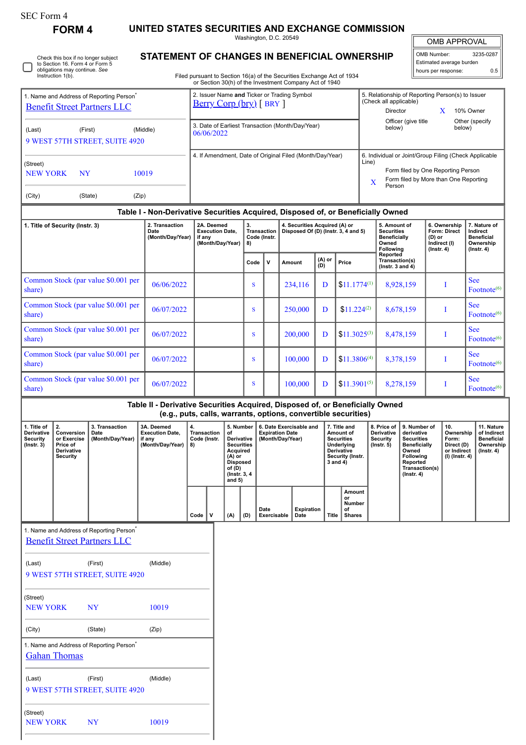SEC Form 4

# FORM 4

## UNITED STATES SECURITIES AND EXCHANGE COMMISSION

Washington, D.C. 20549

## STATEMENT OF CHANGES IN BENEFICIAL OWNERSHIP

Filed pursuant to Section 16(a) of the Securities Exchange Act of 1934 or Section 30(h) of the Investment Company Act of 1940

| OMB APPROVAL | |
|---|---|
| OMB Number: | 3235-0287 |
| Estimated average burden | |
| hours per response: | 0.5 |

☐ Check this box if no longer subject to Section 16. Form 4 or Form 5 obligations may continue. See Instruction 1(b).

1. Name and Address of Reporting Person*
Benefit Street Partners LLC

(Last) (First) (Middle)
9 WEST 57TH STREET, SUITE 4920

(Street)
NEW YORK NY 10019

(City) (State) (Zip)

2. Issuer Name and Ticker or Trading Symbol
Berry Corp (bry) [ BRY ]

3. Date of Earliest Transaction (Month/Day/Year)
06/06/2022

4. If Amendment, Date of Original Filed (Month/Day/Year)

5. Relationship of Reporting Person(s) to Issuer (Check all applicable)
Director
X 10% Owner
Officer (give title below)
Other (specify below)

6. Individual or Joint/Group Filing (Check Applicable Line)
Form filed by One Reporting Person
X Form filed by More than One Reporting Person

### Table I - Non-Derivative Securities Acquired, Disposed of, or Beneficially Owned

| 1. Title of Security (Instr. 3) | 2. Transaction Date (Month/Day/Year) | 2A. Deemed Execution Date, if any (Month/Day/Year) | 3. Transaction Code (Instr. 8) | | 4. Securities Acquired (A) or Disposed Of (D) (Instr. 3, 4 and 5) | | | 5. Amount of Securities Beneficially Owned Following Reported Transaction(s) (Instr. 3 and 4) | 6. Ownership Form: Direct (D) or Indirect (I) (Instr. 4) | 7. Nature of Indirect Beneficial Ownership (Instr. 4) |
|---|---|---|---|---|---|---|---|---|---|---|
| | | | Code | V | Amount | (A) or (D) | Price | | | |
| Common Stock (par value $0.001 per share) | 06/06/2022 | | S | | 234,116 | D | $11.1774[1] | 8,928,159 | I | See Footnote[6] |
| Common Stock (par value $0.001 per share) | 06/07/2022 | | S | | 250,000 | D | $11.224[2] | 8,678,159 | I | See Footnote[6] |
| Common Stock (par value $0.001 per share) | 06/07/2022 | | S | | 200,000 | D | $11.3025[3] | 8,478,159 | I | See Footnote[6] |
| Common Stock (par value $0.001 per share) | 06/07/2022 | | S | | 100,000 | D | $11.3806[4] | 8,378,159 | I | See Footnote[6] |
| Common Stock (par value $0.001 per share) | 06/07/2022 | | S | | 100,000 | D | $11.3901[5] | 8,278,159 | I | See Footnote[6] |

### Table II - Derivative Securities Acquired, Disposed of, or Beneficially Owned (e.g., puts, calls, warrants, options, convertible securities)

| 1. Title of Derivative Security (Instr. 3) | 2. Conversion or Exercise Price of Derivative Security | 3. Transaction Date (Month/Day/Year) | 3A. Deemed Execution Date, if any (Month/Day/Year) | 4. Transaction Code (Instr. 8) | | 5. Number of Derivative Securities Acquired (A) or Disposed of (D) (Instr. 3, 4 and 5) | | 6. Date Exercisable and Expiration Date (Month/Day/Year) | | 7. Title and Amount of Securities Underlying Derivative Security (Instr. 3 and 4) | | 8. Price of Derivative Security (Instr. 5) | 9. Number of derivative Securities Beneficially Owned Following Reported Transaction(s) (Instr. 4) | 10. Ownership Form: Direct (D) or Indirect (I) (Instr. 4) | 11. Nature of Indirect Beneficial Ownership (Instr. 4) |
|---|---|---|---|---|---|---|---|---|---|---|---|---|---|---|---|
| | | | | Code | V | (A) | (D) | Date Exercisable | Expiration Date | Title | Amount or Number of Shares | | | | |

1. Name and Address of Reporting Person*
Benefit Street Partners LLC

(Last) (First) (Middle)
9 WEST 57TH STREET, SUITE 4920

(Street)
NEW YORK NY 10019

(City) (State) (Zip)

1. Name and Address of Reporting Person*
Gahan Thomas

(Last) (First) (Middle)
9 WEST 57TH STREET, SUITE 4920

(Street)
NEW YORK NY 10019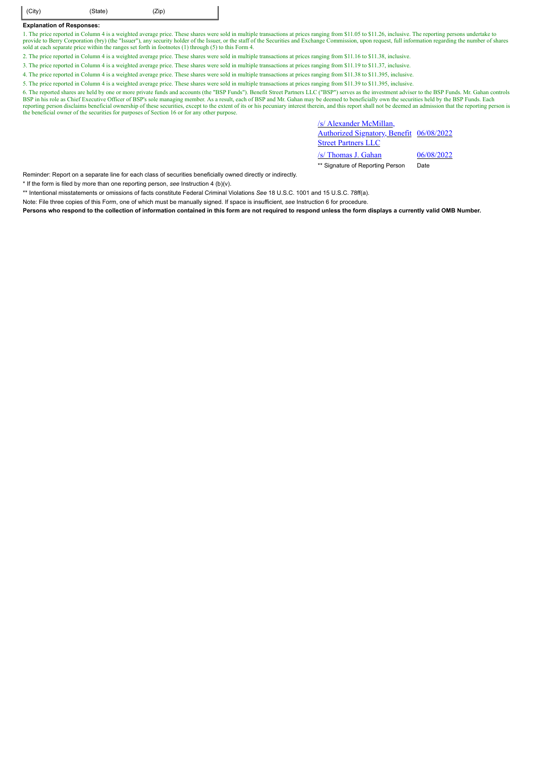| (City) | (State) | (Zip) |
| --- | --- | --- |

**Explanation of Responses:**

1. The price reported in Column 4 is a weighted average price. These shares were sold in multiple transactions at prices ranging from $11.05 to $11.26, inclusive. The reporting persons undertake to provide to Berry Corporation (bry) (the "Issuer"), any security holder of the Issuer, or the staff of the Securities and Exchange Commission, upon request, full information regarding the number of shares sold at each separate price within the ranges set forth in footnotes (1) through (5) to this Form 4.

2. The price reported in Column 4 is a weighted average price. These shares were sold in multiple transactions at prices ranging from $11.16 to $11.38, inclusive.

3. The price reported in Column 4 is a weighted average price. These shares were sold in multiple transactions at prices ranging from $11.19 to $11.37, inclusive.

4. The price reported in Column 4 is a weighted average price. These shares were sold in multiple transactions at prices ranging from $11.38 to $11.395, inclusive.

5. The price reported in Column 4 is a weighted average price. These shares were sold in multiple transactions at prices ranging from $11.39 to $11.395, inclusive.

6. The reported shares are held by one or more private funds and accounts (the "BSP Funds"). Benefit Street Partners LLC ("BSP") serves as the investment adviser to the BSP Funds. Mr. Gahan controls BSP in his role as Chief Executive Officer of BSP's sole managing member. As a result, each of BSP and Mr. Gahan may be deemed to beneficially own the securities held by the BSP Funds. Each reporting person disclaims beneficial ownership of these securities, except to the extent of its or his pecuniary interest therein, and this report shall not be deemed an admission that the reporting person is the beneficial owner of the securities for purposes of Section 16 or for any other purpose.

| ** Signature of Reporting Person | Date |
| --- | --- |
| /s/ Alexander McMillan, Authorized Signatory, Benefit Street Partners LLC | 06/08/2022 |
| /s/ Thomas J. Gahan | 06/08/2022 |

Reminder: Report on a separate line for each class of securities beneficially owned directly or indirectly.

* If the form is filed by more than one reporting person, *see* Instruction 4 (b)(v).

** Intentional misstatements or omissions of facts constitute Federal Criminal Violations *See* 18 U.S.C. 1001 and 15 U.S.C. 78ff(a).

Note: File three copies of this Form, one of which must be manually signed. If space is insufficient, *see* Instruction 6 for procedure.

**Persons who respond to the collection of information contained in this form are not required to respond unless the form displays a currently valid OMB Number.**